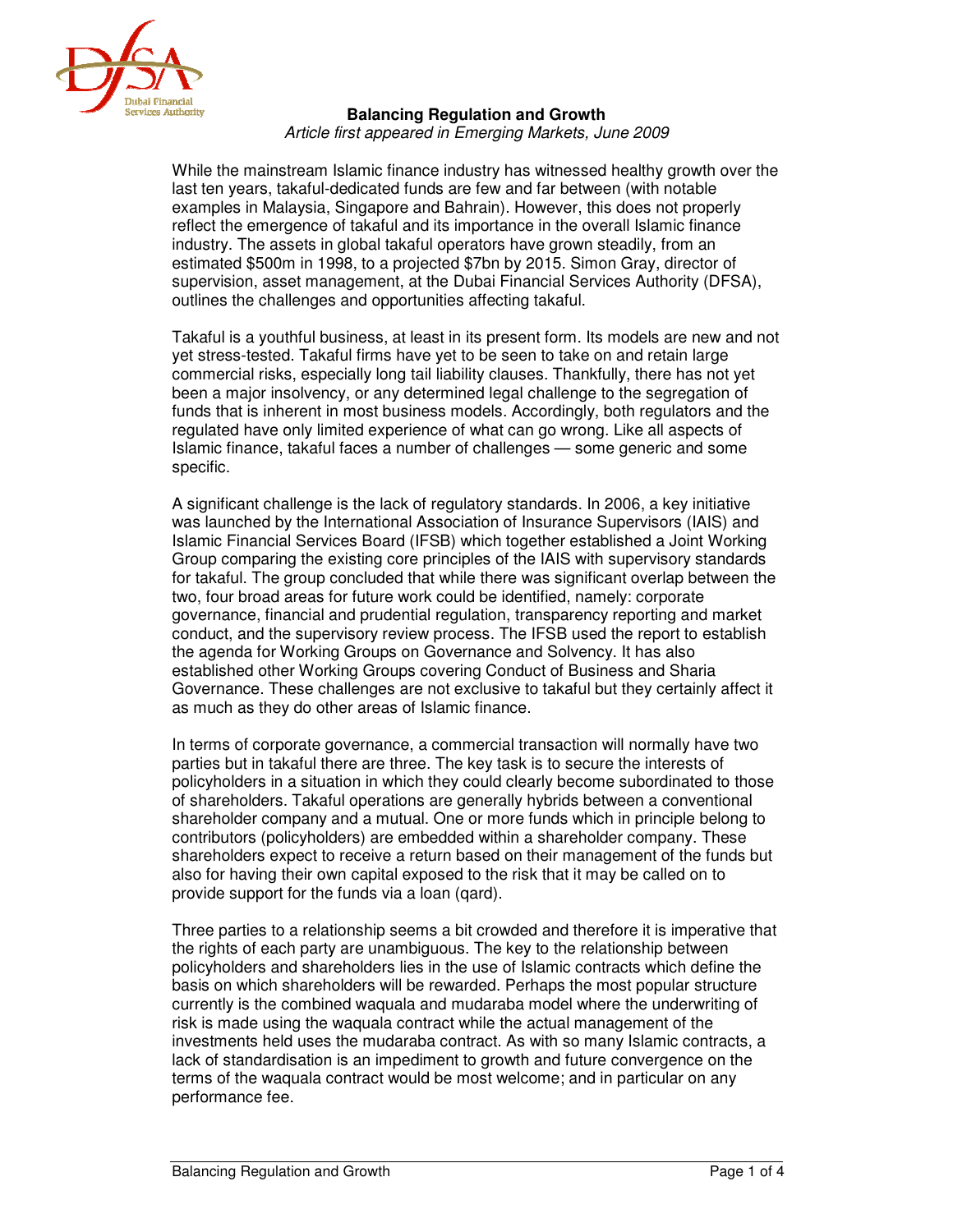# Balancing Regulation and Growth

*Article first appeared in Emerging Markets, June 2009*

While the mainstream Islamic finance industry has witnessed healthy growth over the last ten years, takaful-dedicated funds are few and far between (with notable examples in Malaysia, Singapore and Bahrain). However, this does not properly reflect the emergence of takaful and its importance in the overall Islamic finance industry. The assets in global takaful operators have grown steadily, from an estimated $500m in 1998, to a projected $7bn by 2015. Simon Gray, director of supervision, asset management, at the Dubai Financial Services Authority (DFSA), outlines the challenges and opportunities affecting takaful.

Takaful is a youthful business, at least in its present form. Its models are new and not yet stress-tested. Takaful firms have yet to be seen to take on and retain large commercial risks, especially long tail liability clauses. Thankfully, there has not yet been a major insolvency, or any determined legal challenge to the segregation of funds that is inherent in most business models. Accordingly, both regulators and the regulated have only limited experience of what can go wrong. Like all aspects of Islamic finance, takaful faces a number of challenges — some generic and some specific.

A significant challenge is the lack of regulatory standards. In 2006, a key initiative was launched by the International Association of Insurance Supervisors (IAIS) and Islamic Financial Services Board (IFSB) which together established a Joint Working Group comparing the existing core principles of the IAIS with supervisory standards for takaful. The group concluded that while there was significant overlap between the two, four broad areas for future work could be identified, namely: corporate governance, financial and prudential regulation, transparency reporting and market conduct, and the supervisory review process. The IFSB used the report to establish the agenda for Working Groups on Governance and Solvency. It has also established other Working Groups covering Conduct of Business and Sharia Governance. These challenges are not exclusive to takaful but they certainly affect it as much as they do other areas of Islamic finance.

In terms of corporate governance, a commercial transaction will normally have two parties but in takaful there are three. The key task is to secure the interests of policyholders in a situation in which they could clearly become subordinated to those of shareholders. Takaful operations are generally hybrids between a conventional shareholder company and a mutual. One or more funds which in principle belong to contributors (policyholders) are embedded within a shareholder company. These shareholders expect to receive a return based on their management of the funds but also for having their own capital exposed to the risk that it may be called on to provide support for the funds via a loan (qard).

Three parties to a relationship seems a bit crowded and therefore it is imperative that the rights of each party are unambiguous. The key to the relationship between policyholders and shareholders lies in the use of Islamic contracts which define the basis on which shareholders will be rewarded. Perhaps the most popular structure currently is the combined waquala and mudaraba model where the underwriting of risk is made using the waquala contract while the actual management of the investments held uses the mudaraba contract. As with so many Islamic contracts, a lack of standardisation is an impediment to growth and future convergence on the terms of the waquala contract would be most welcome; and in particular on any performance fee.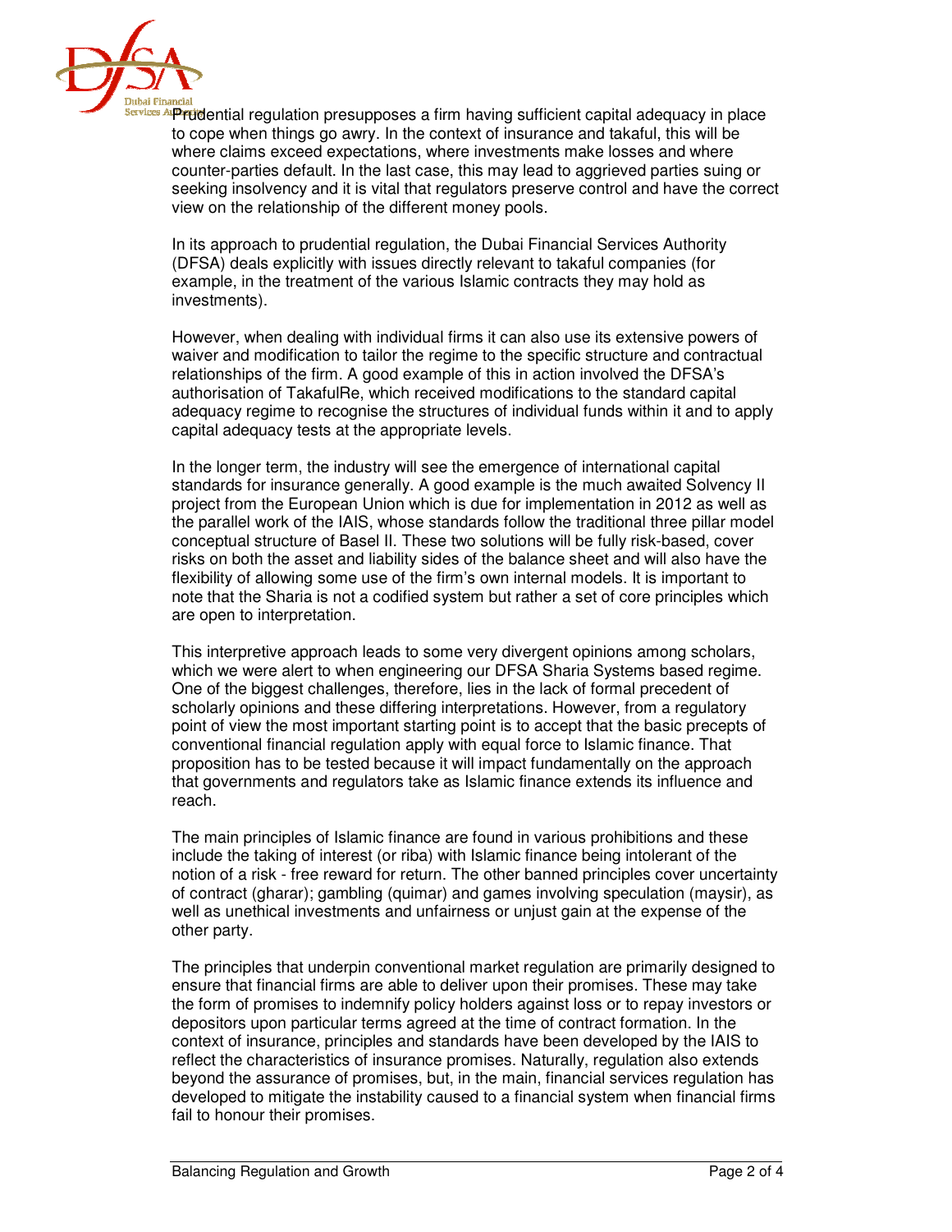Prudential regulation presupposes a firm having sufficient capital adequacy in place to cope when things go awry. In the context of insurance and takaful, this will be where claims exceed expectations, where investments make losses and where counter-parties default. In the last case, this may lead to aggrieved parties suing or seeking insolvency and it is vital that regulators preserve control and have the correct view on the relationship of the different money pools.

In its approach to prudential regulation, the Dubai Financial Services Authority (DFSA) deals explicitly with issues directly relevant to takaful companies (for example, in the treatment of the various Islamic contracts they may hold as investments).

However, when dealing with individual firms it can also use its extensive powers of waiver and modification to tailor the regime to the specific structure and contractual relationships of the firm. A good example of this in action involved the DFSA's authorisation of TakafulRe, which received modifications to the standard capital adequacy regime to recognise the structures of individual funds within it and to apply capital adequacy tests at the appropriate levels.

In the longer term, the industry will see the emergence of international capital standards for insurance generally. A good example is the much awaited Solvency II project from the European Union which is due for implementation in 2012 as well as the parallel work of the IAIS, whose standards follow the traditional three pillar model conceptual structure of Basel II. These two solutions will be fully risk-based, cover risks on both the asset and liability sides of the balance sheet and will also have the flexibility of allowing some use of the firm's own internal models. It is important to note that the Sharia is not a codified system but rather a set of core principles which are open to interpretation.

This interpretive approach leads to some very divergent opinions among scholars, which we were alert to when engineering our DFSA Sharia Systems based regime. One of the biggest challenges, therefore, lies in the lack of formal precedent of scholarly opinions and these differing interpretations. However, from a regulatory point of view the most important starting point is to accept that the basic precepts of conventional financial regulation apply with equal force to Islamic finance. That proposition has to be tested because it will impact fundamentally on the approach that governments and regulators take as Islamic finance extends its influence and reach.

The main principles of Islamic finance are found in various prohibitions and these include the taking of interest (or riba) with Islamic finance being intolerant of the notion of a risk - free reward for return. The other banned principles cover uncertainty of contract (gharar); gambling (quimar) and games involving speculation (maysir), as well as unethical investments and unfairness or unjust gain at the expense of the other party.

The principles that underpin conventional market regulation are primarily designed to ensure that financial firms are able to deliver upon their promises. These may take the form of promises to indemnify policy holders against loss or to repay investors or depositors upon particular terms agreed at the time of contract formation. In the context of insurance, principles and standards have been developed by the IAIS to reflect the characteristics of insurance promises. Naturally, regulation also extends beyond the assurance of promises, but, in the main, financial services regulation has developed to mitigate the instability caused to a financial system when financial firms fail to honour their promises.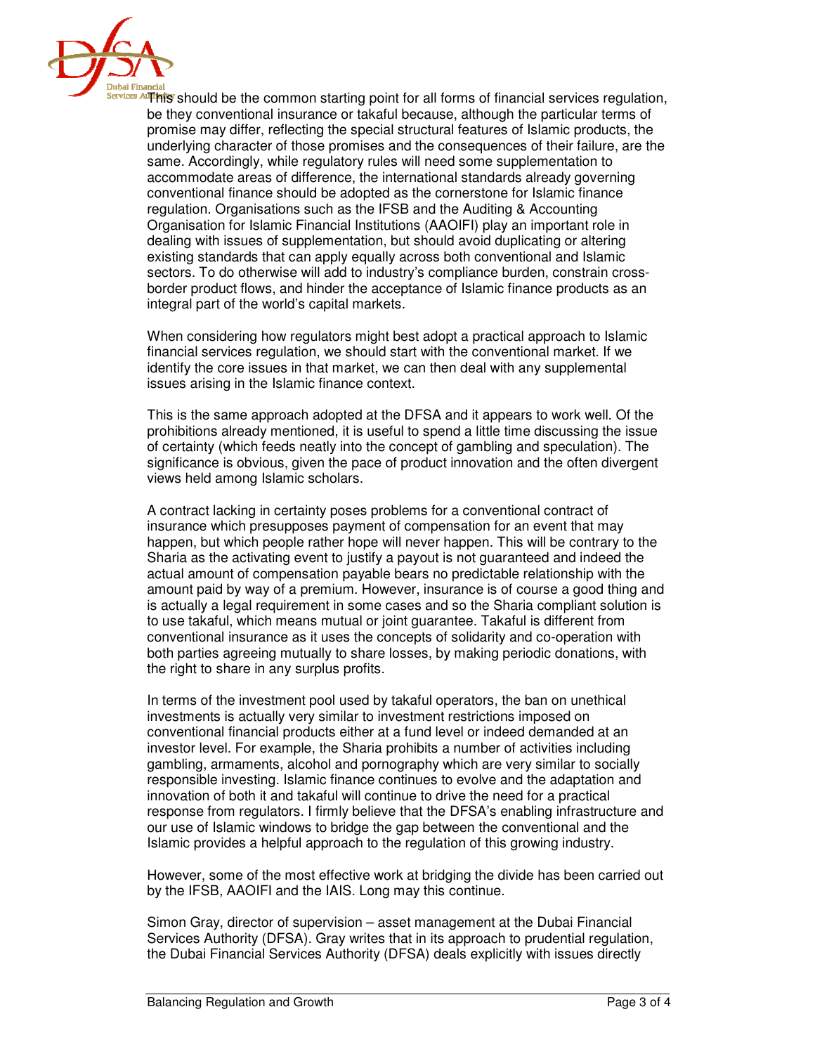This should be the common starting point for all forms of financial services regulation, be they conventional insurance or takaful because, although the particular terms of promise may differ, reflecting the special structural features of Islamic products, the underlying character of those promises and the consequences of their failure, are the same. Accordingly, while regulatory rules will need some supplementation to accommodate areas of difference, the international standards already governing conventional finance should be adopted as the cornerstone for Islamic finance regulation. Organisations such as the IFSB and the Auditing & Accounting Organisation for Islamic Financial Institutions (AAOIFI) play an important role in dealing with issues of supplementation, but should avoid duplicating or altering existing standards that can apply equally across both conventional and Islamic sectors. To do otherwise will add to industry's compliance burden, constrain cross-border product flows, and hinder the acceptance of Islamic finance products as an integral part of the world's capital markets.

When considering how regulators might best adopt a practical approach to Islamic financial services regulation, we should start with the conventional market. If we identify the core issues in that market, we can then deal with any supplemental issues arising in the Islamic finance context.

This is the same approach adopted at the DFSA and it appears to work well. Of the prohibitions already mentioned, it is useful to spend a little time discussing the issue of certainty (which feeds neatly into the concept of gambling and speculation). The significance is obvious, given the pace of product innovation and the often divergent views held among Islamic scholars.

A contract lacking in certainty poses problems for a conventional contract of insurance which presupposes payment of compensation for an event that may happen, but which people rather hope will never happen. This will be contrary to the Sharia as the activating event to justify a payout is not guaranteed and indeed the actual amount of compensation payable bears no predictable relationship with the amount paid by way of a premium. However, insurance is of course a good thing and is actually a legal requirement in some cases and so the Sharia compliant solution is to use takaful, which means mutual or joint guarantee. Takaful is different from conventional insurance as it uses the concepts of solidarity and co-operation with both parties agreeing mutually to share losses, by making periodic donations, with the right to share in any surplus profits.

In terms of the investment pool used by takaful operators, the ban on unethical investments is actually very similar to investment restrictions imposed on conventional financial products either at a fund level or indeed demanded at an investor level. For example, the Sharia prohibits a number of activities including gambling, armaments, alcohol and pornography which are very similar to socially responsible investing. Islamic finance continues to evolve and the adaptation and innovation of both it and takaful will continue to drive the need for a practical response from regulators. I firmly believe that the DFSA's enabling infrastructure and our use of Islamic windows to bridge the gap between the conventional and the Islamic provides a helpful approach to the regulation of this growing industry.

However, some of the most effective work at bridging the divide has been carried out by the IFSB, AAOIFI and the IAIS. Long may this continue.

Simon Gray, director of supervision – asset management at the Dubai Financial Services Authority (DFSA). Gray writes that in its approach to prudential regulation, the Dubai Financial Services Authority (DFSA) deals explicitly with issues directly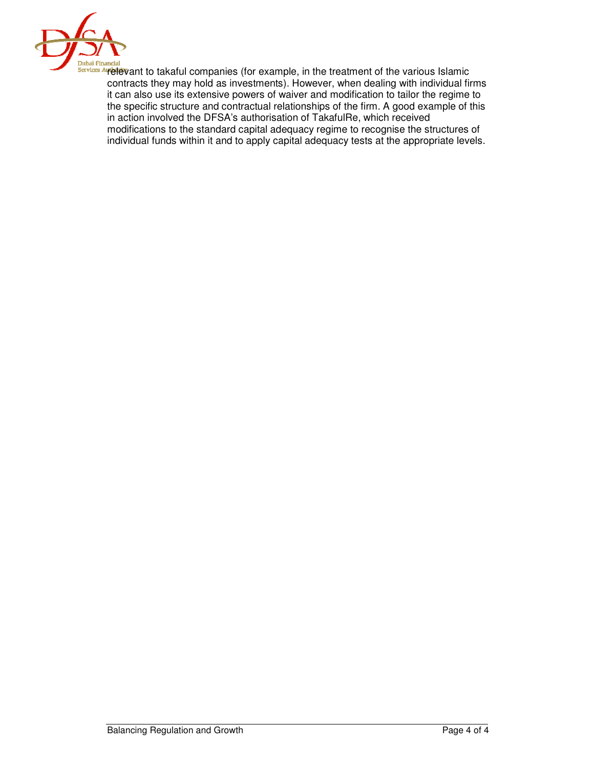relevant to takaful companies (for example, in the treatment of the various Islamic contracts they may hold as investments). However, when dealing with individual firms it can also use its extensive powers of waiver and modification to tailor the regime to the specific structure and contractual relationships of the firm. A good example of this in action involved the DFSA's authorisation of TakafulRe, which received modifications to the standard capital adequacy regime to recognise the structures of individual funds within it and to apply capital adequacy tests at the appropriate levels.